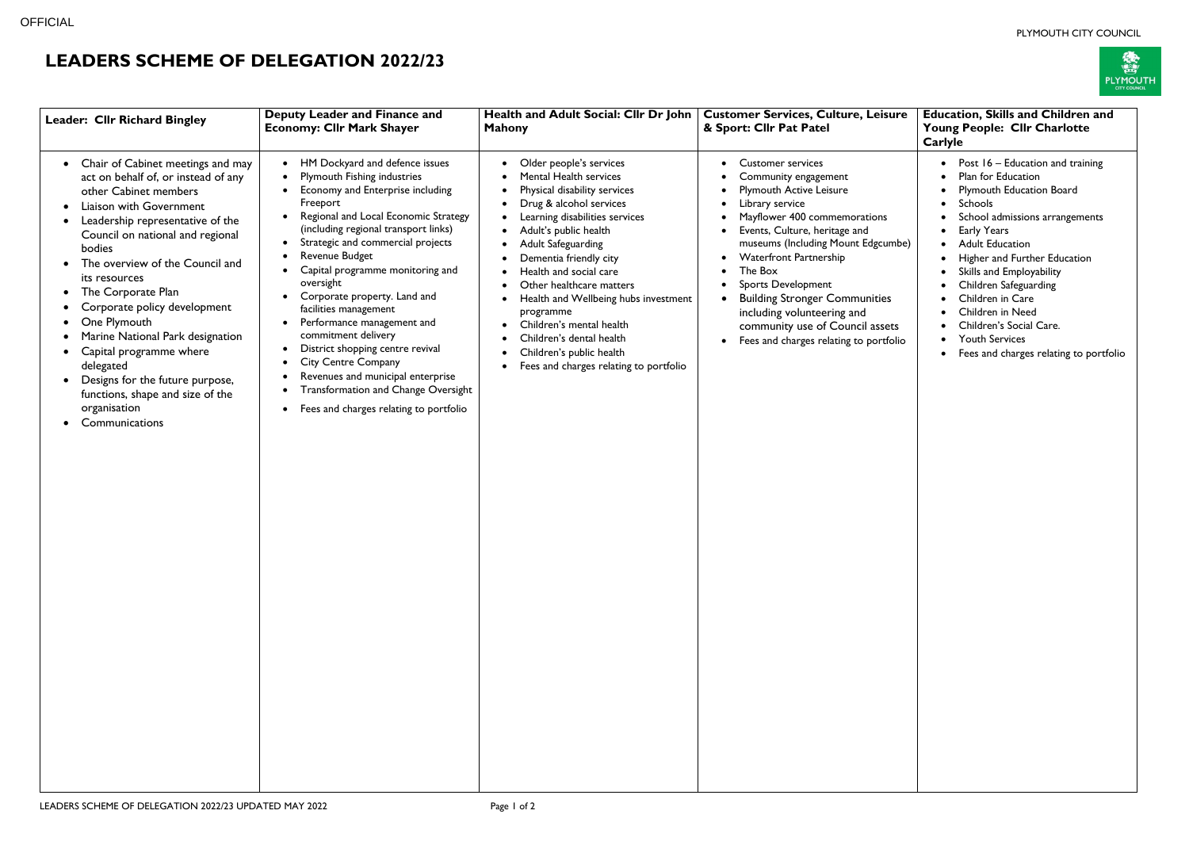OFFICIAL

PLYMOUTH CITY COUNCIL

# LEADERS SCHEME OF DELEGATION 2022/23

| Leader: Cllr Richard Bingley | Deputy Leader and Finance and Economy: Cllr Mark Shayer | Health and Adult Social: Cllr Dr John Mahony | Customer Services, Culture, Leisure & Sport: Cllr Pat Patel | Education, Skills and Children and Young People: Cllr Charlotte Carlyle |
|---|---|---|---|---|
| • Chair of Cabinet meetings and may act on behalf of, or instead of any other Cabinet members<br>• Liaison with Government<br>• Leadership representative of the Council on national and regional bodies<br>• The overview of the Council and its resources<br>• The Corporate Plan<br>• Corporate policy development<br>• One Plymouth<br>• Marine National Park designation<br>• Capital programme where delegated<br>• Designs for the future purpose, functions, shape and size of the organisation<br>• Communications | • HM Dockyard and defence issues<br>• Plymouth Fishing industries<br>• Economy and Enterprise including Freeport<br>• Regional and Local Economic Strategy (including regional transport links)<br>• Strategic and commercial projects<br>• Revenue Budget<br>• Capital programme monitoring and oversight<br>• Corporate property. Land and facilities management<br>• Performance management and commitment delivery<br>• District shopping centre revival<br>• City Centre Company<br>• Revenues and municipal enterprise<br>• Transformation and Change Oversight<br>• Fees and charges relating to portfolio | • Older people's services<br>• Mental Health services<br>• Physical disability services<br>• Drug & alcohol services<br>• Learning disabilities services<br>• Adult's public health<br>• Adult Safeguarding<br>• Dementia friendly city<br>• Health and social care<br>• Other healthcare matters<br>• Health and Wellbeing hubs investment programme<br>• Children's mental health<br>• Children's dental health<br>• Children's public health<br>• Fees and charges relating to portfolio | • Customer services<br>• Community engagement<br>• Plymouth Active Leisure<br>• Library service<br>• Mayflower 400 commemorations<br>• Events, Culture, heritage and museums (Including Mount Edgcumbe)<br>• Waterfront Partnership<br>• The Box<br>• Sports Development<br>• Building Stronger Communities including volunteering and community use of Council assets<br>• Fees and charges relating to portfolio | • Post 16 – Education and training<br>• Plan for Education<br>• Plymouth Education Board<br>• Schools<br>• School admissions arrangements<br>• Early Years<br>• Adult Education<br>• Higher and Further Education<br>• Skills and Employability<br>• Children Safeguarding<br>• Children in Care<br>• Children in Need<br>• Children's Social Care.<br>• Youth Services<br>• Fees and charges relating to portfolio |

LEADERS SCHEME OF DELEGATION 2022/23 UPDATED MAY 2022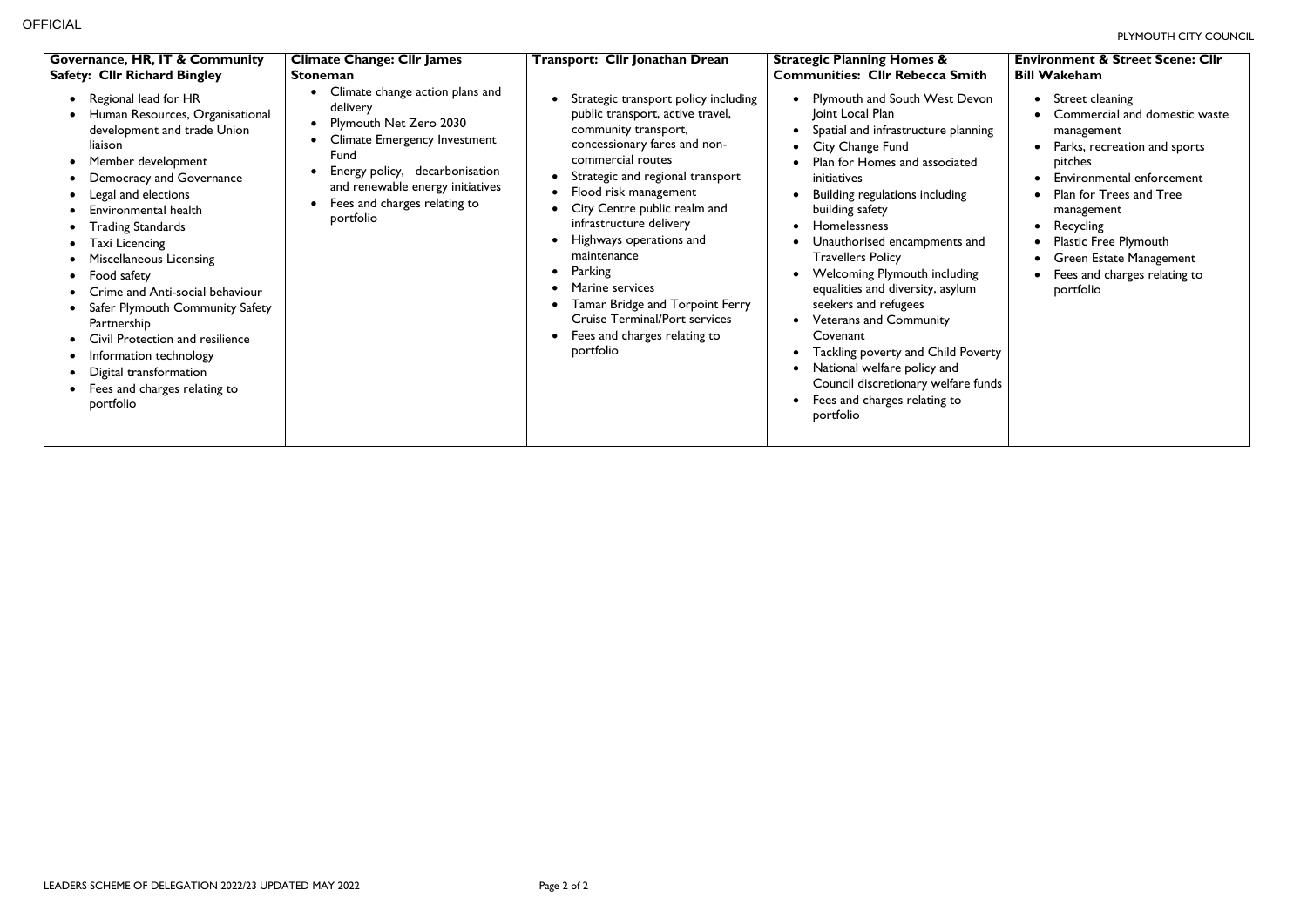| Governance, HR, IT & Community Safety: Cllr Richard Bingley | Climate Change: Cllr James Stoneman | Transport: Cllr Jonathan Drean | Strategic Planning Homes & Communities: Cllr Rebecca Smith | Environment & Street Scene: Cllr Bill Wakeham |
|---|---|---|---|---|
| • Regional lead for HR<br>• Human Resources, Organisational development and trade Union liaison<br>• Member development<br>• Democracy and Governance<br>• Legal and elections<br>• Environmental health<br>• Trading Standards<br>• Taxi Licencing<br>• Miscellaneous Licensing<br>• Food safety<br>• Crime and Anti-social behaviour<br>• Safer Plymouth Community Safety Partnership<br>• Civil Protection and resilience<br>• Information technology<br>• Digital transformation<br>• Fees and charges relating to portfolio | • Climate change action plans and delivery<br>• Plymouth Net Zero 2030<br>• Climate Emergency Investment Fund<br>• Energy policy, decarbonisation and renewable energy initiatives<br>• Fees and charges relating to portfolio | • Strategic transport policy including public transport, active travel, community transport, concessionary fares and non-commercial routes<br>• Strategic and regional transport<br>• Flood risk management<br>• City Centre public realm and infrastructure delivery<br>• Highways operations and maintenance<br>• Parking<br>• Marine services<br>• Tamar Bridge and Torpoint Ferry Cruise Terminal/Port services<br>• Fees and charges relating to portfolio | • Plymouth and South West Devon Joint Local Plan<br>• Spatial and infrastructure planning<br>• City Change Fund<br>• Plan for Homes and associated initiatives<br>• Building regulations including building safety<br>• Homelessness<br>• Unauthorised encampments and Travellers Policy<br>• Welcoming Plymouth including equalities and diversity, asylum seekers and refugees<br>• Veterans and Community Covenant<br>• Tackling poverty and Child Poverty<br>• National welfare policy and Council discretionary welfare funds<br>• Fees and charges relating to portfolio | • Street cleaning<br>• Commercial and domestic waste management<br>• Parks, recreation and sports pitches<br>• Environmental enforcement<br>• Plan for Trees and Tree management<br>• Recycling<br>• Plastic Free Plymouth<br>• Green Estate Management<br>• Fees and charges relating to portfolio |